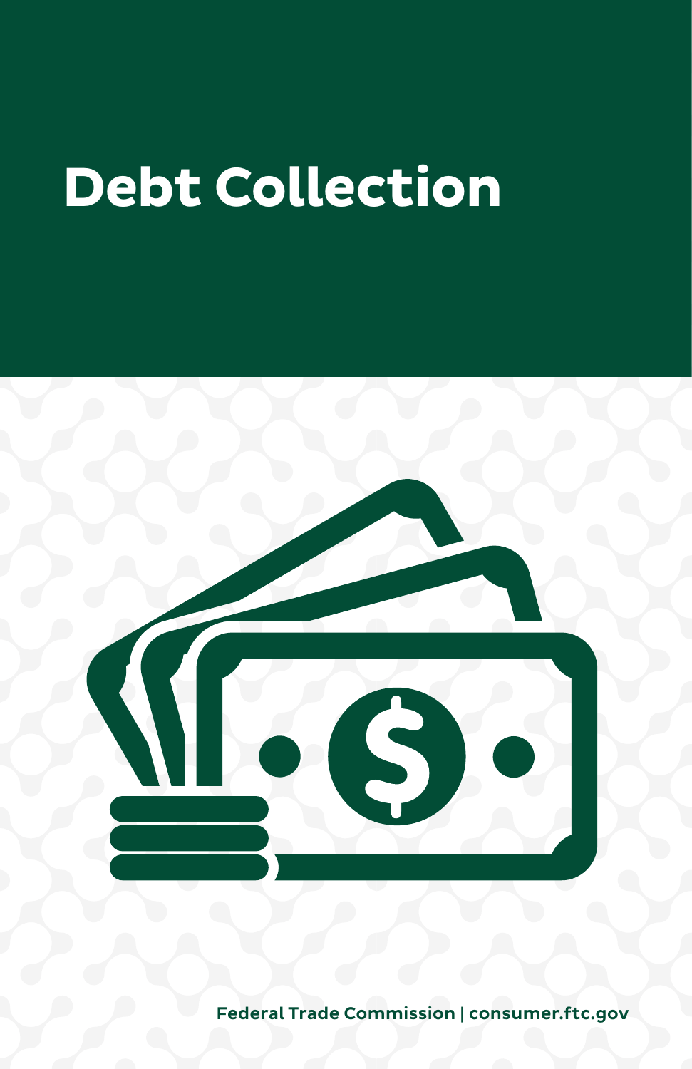# Debt Collection

Federal Trade Commission | consumer.ftc.gov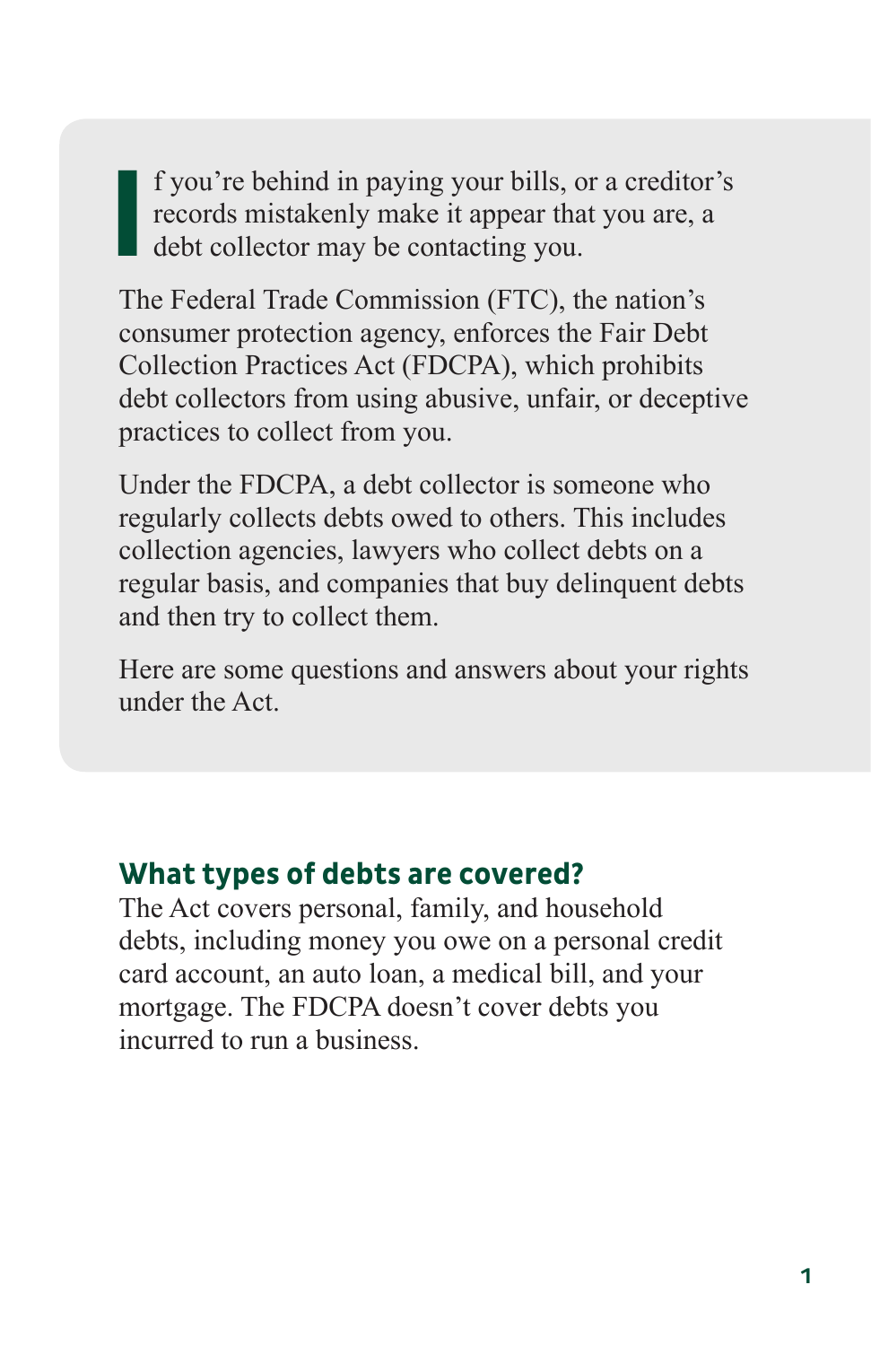If you're behind in paying your bills, or a creditor's records mistakenly make it appear that you are, a debt collector may be contacting you.

The Federal Trade Commission (FTC), the nation's consumer protection agency, enforces the Fair Debt Collection Practices Act (FDCPA), which prohibits debt collectors from using abusive, unfair, or deceptive practices to collect from you.

Under the FDCPA, a debt collector is someone who regularly collects debts owed to others. This includes collection agencies, lawyers who collect debts on a regular basis, and companies that buy delinquent debts and then try to collect them.

Here are some questions and answers about your rights under the Act.

## What types of debts are covered?

The Act covers personal, family, and household debts, including money you owe on a personal credit card account, an auto loan, a medical bill, and your mortgage. The FDCPA doesn't cover debts you incurred to run a business.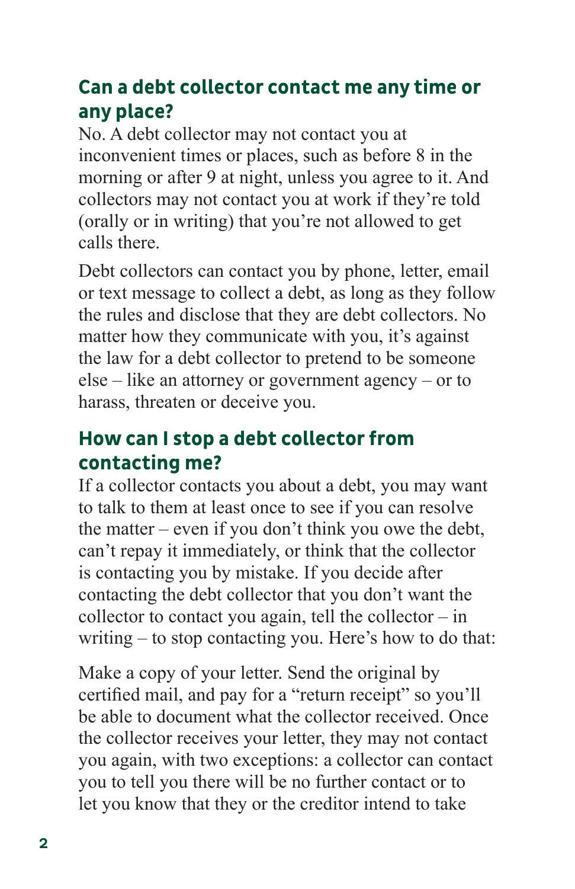## Can a debt collector contact me any time or any place?

No. A debt collector may not contact you at inconvenient times or places, such as before 8 in the morning or after 9 at night, unless you agree to it. And collectors may not contact you at work if they're told (orally or in writing) that you're not allowed to get calls there.

Debt collectors can contact you by phone, letter, email or text message to collect a debt, as long as they follow the rules and disclose that they are debt collectors. No matter how they communicate with you, it's against the law for a debt collector to pretend to be someone else – like an attorney or government agency – or to harass, threaten or deceive you.

## How can I stop a debt collector from contacting me?

If a collector contacts you about a debt, you may want to talk to them at least once to see if you can resolve the matter – even if you don't think you owe the debt, can't repay it immediately, or think that the collector is contacting you by mistake. If you decide after contacting the debt collector that you don't want the collector to contact you again, tell the collector – in writing – to stop contacting you. Here's how to do that:

Make a copy of your letter. Send the original by certified mail, and pay for a "return receipt" so you'll be able to document what the collector received. Once the collector receives your letter, they may not contact you again, with two exceptions: a collector can contact you to tell you there will be no further contact or to let you know that they or the creditor intend to take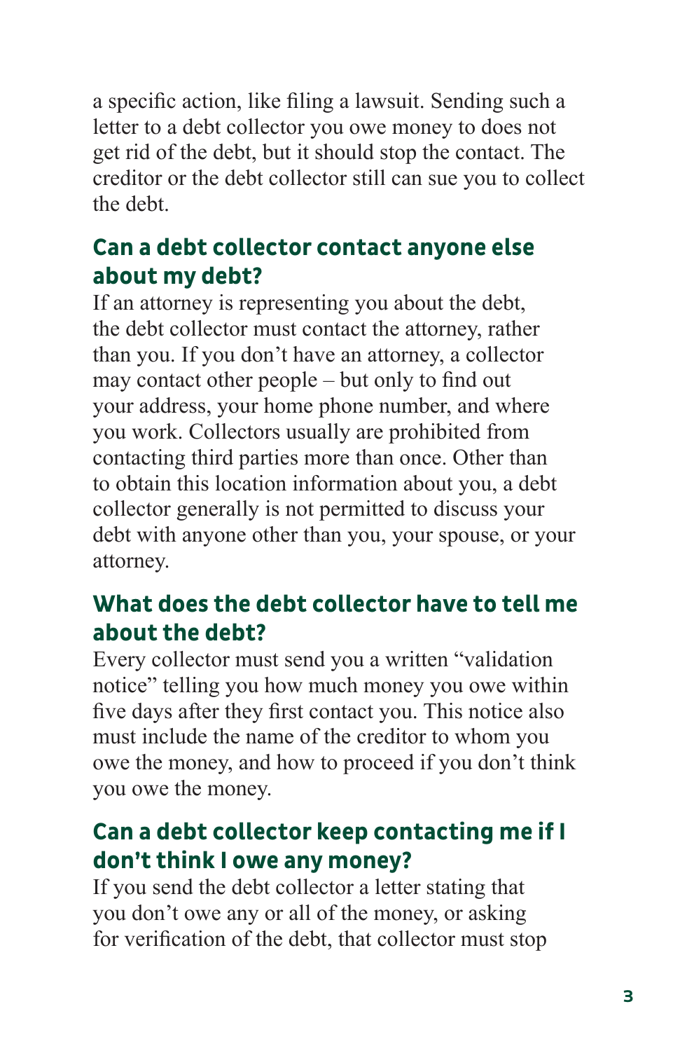a specific action, like filing a lawsuit. Sending such a letter to a debt collector you owe money to does not get rid of the debt, but it should stop the contact. The creditor or the debt collector still can sue you to collect the debt.

## Can a debt collector contact anyone else about my debt?

If an attorney is representing you about the debt, the debt collector must contact the attorney, rather than you. If you don't have an attorney, a collector may contact other people – but only to find out your address, your home phone number, and where you work. Collectors usually are prohibited from contacting third parties more than once. Other than to obtain this location information about you, a debt collector generally is not permitted to discuss your debt with anyone other than you, your spouse, or your attorney.

## What does the debt collector have to tell me about the debt?

Every collector must send you a written "validation notice" telling you how much money you owe within five days after they first contact you. This notice also must include the name of the creditor to whom you owe the money, and how to proceed if you don't think you owe the money.

## Can a debt collector keep contacting me if I don't think I owe any money?

If you send the debt collector a letter stating that you don't owe any or all of the money, or asking for verification of the debt, that collector must stop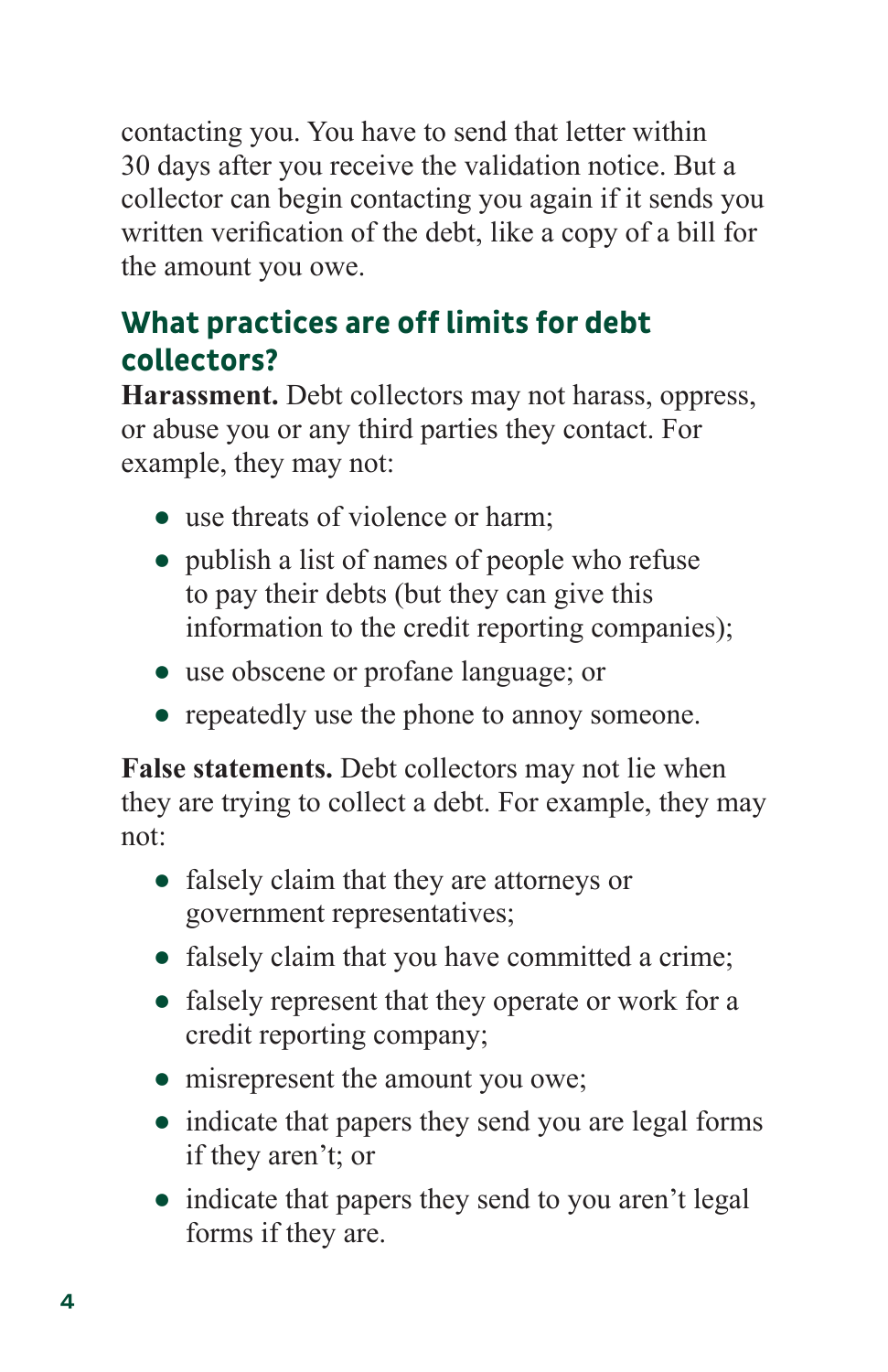contacting you. You have to send that letter within 30 days after you receive the validation notice. But a collector can begin contacting you again if it sends you written verification of the debt, like a copy of a bill for the amount you owe.

## What practices are off limits for debt collectors?

**Harassment.** Debt collectors may not harass, oppress, or abuse you or any third parties they contact. For example, they may not:

- use threats of violence or harm;
- publish a list of names of people who refuse to pay their debts (but they can give this information to the credit reporting companies);
- use obscene or profane language; or
- repeatedly use the phone to annoy someone.

**False statements.** Debt collectors may not lie when they are trying to collect a debt. For example, they may not:

- falsely claim that they are attorneys or government representatives;
- falsely claim that you have committed a crime;
- falsely represent that they operate or work for a credit reporting company;
- misrepresent the amount you owe;
- indicate that papers they send you are legal forms if they aren't; or
- indicate that papers they send to you aren't legal forms if they are.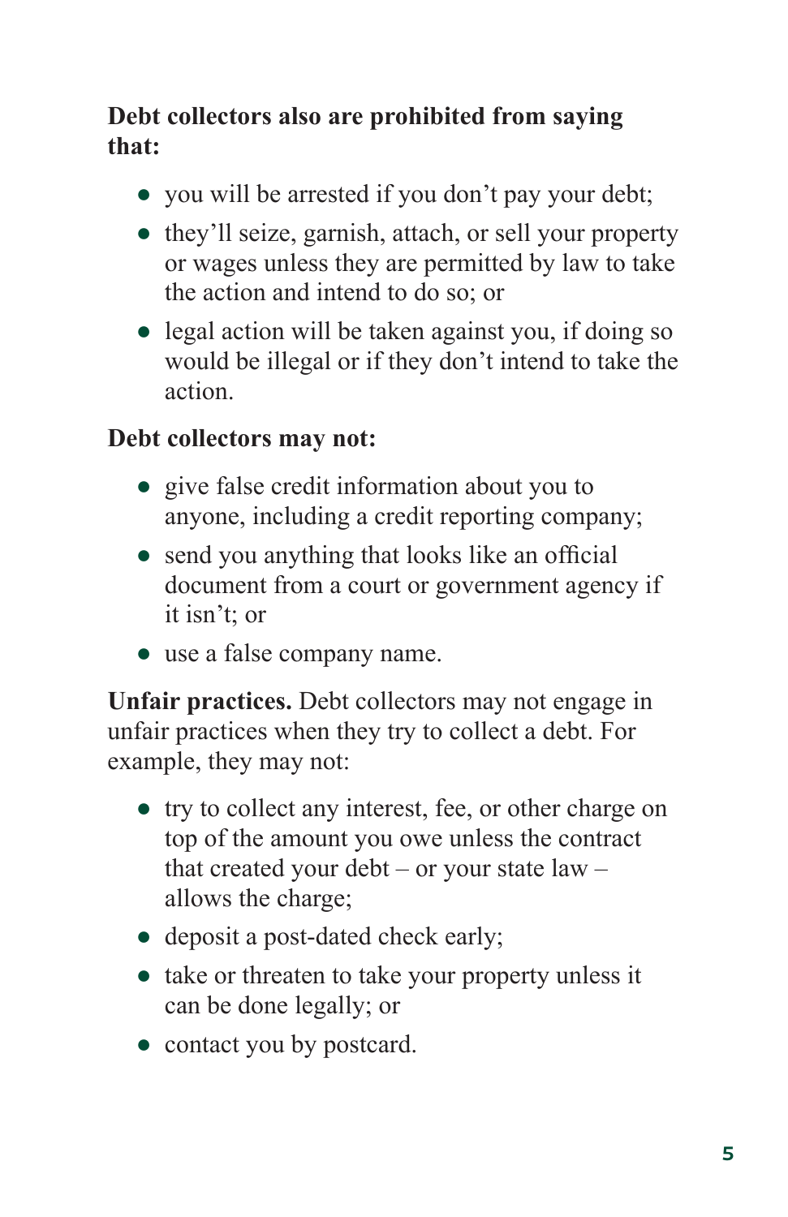**Debt collectors also are prohibited from saying that:**

- you will be arrested if you don't pay your debt;
- they'll seize, garnish, attach, or sell your property or wages unless they are permitted by law to take the action and intend to do so; or
- legal action will be taken against you, if doing so would be illegal or if they don't intend to take the action.

**Debt collectors may not:**

- give false credit information about you to anyone, including a credit reporting company;
- send you anything that looks like an official document from a court or government agency if it isn't; or
- use a false company name.

**Unfair practices.** Debt collectors may not engage in unfair practices when they try to collect a debt. For example, they may not:

- try to collect any interest, fee, or other charge on top of the amount you owe unless the contract that created your debt – or your state law – allows the charge;
- deposit a post-dated check early;
- take or threaten to take your property unless it can be done legally; or
- contact you by postcard.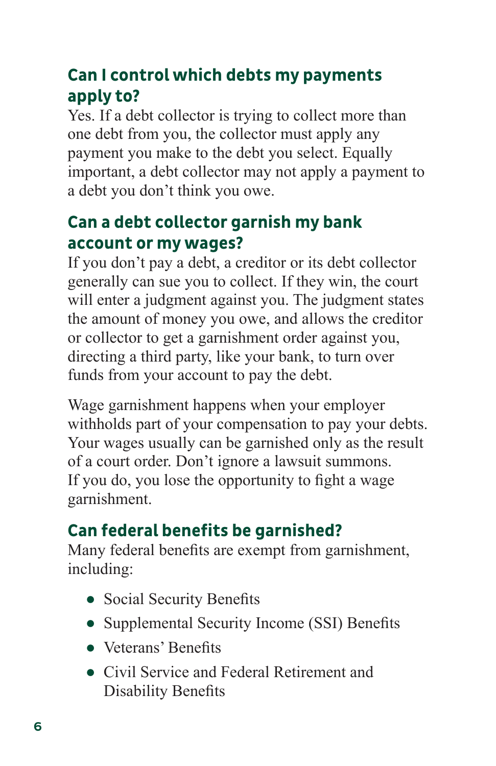## Can I control which debts my payments apply to?

Yes. If a debt collector is trying to collect more than one debt from you, the collector must apply any payment you make to the debt you select. Equally important, a debt collector may not apply a payment to a debt you don't think you owe.

## Can a debt collector garnish my bank account or my wages?

If you don't pay a debt, a creditor or its debt collector generally can sue you to collect. If they win, the court will enter a judgment against you. The judgment states the amount of money you owe, and allows the creditor or collector to get a garnishment order against you, directing a third party, like your bank, to turn over funds from your account to pay the debt.

Wage garnishment happens when your employer withholds part of your compensation to pay your debts. Your wages usually can be garnished only as the result of a court order. Don't ignore a lawsuit summons. If you do, you lose the opportunity to fight a wage garnishment.

## Can federal benefits be garnished?

Many federal benefits are exempt from garnishment, including:

- Social Security Benefits
- Supplemental Security Income (SSI) Benefits
- Veterans' Benefits
- Civil Service and Federal Retirement and Disability Benefits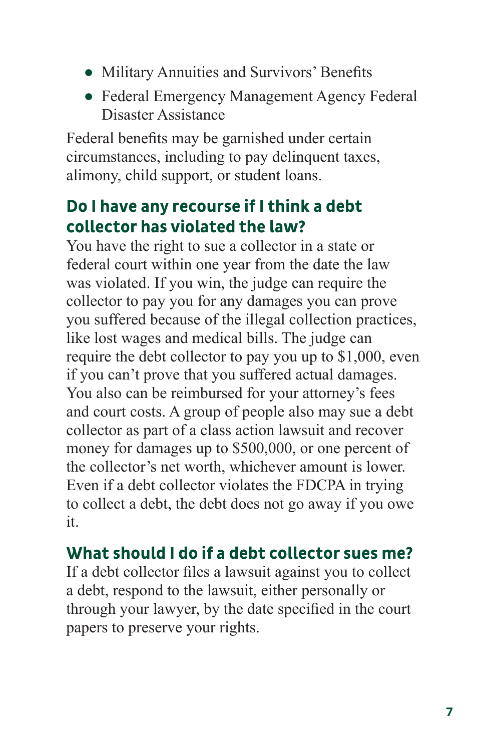- Military Annuities and Survivors' Benefits
- Federal Emergency Management Agency Federal Disaster Assistance

Federal benefits may be garnished under certain circumstances, including to pay delinquent taxes, alimony, child support, or student loans.

## Do I have any recourse if I think a debt collector has violated the law?

You have the right to sue a collector in a state or federal court within one year from the date the law was violated. If you win, the judge can require the collector to pay you for any damages you can prove you suffered because of the illegal collection practices, like lost wages and medical bills. The judge can require the debt collector to pay you up to $1,000, even if you can't prove that you suffered actual damages. You also can be reimbursed for your attorney's fees and court costs. A group of people also may sue a debt collector as part of a class action lawsuit and recover money for damages up to $500,000, or one percent of the collector's net worth, whichever amount is lower. Even if a debt collector violates the FDCPA in trying to collect a debt, the debt does not go away if you owe it.

## What should I do if a debt collector sues me?

If a debt collector files a lawsuit against you to collect a debt, respond to the lawsuit, either personally or through your lawyer, by the date specified in the court papers to preserve your rights.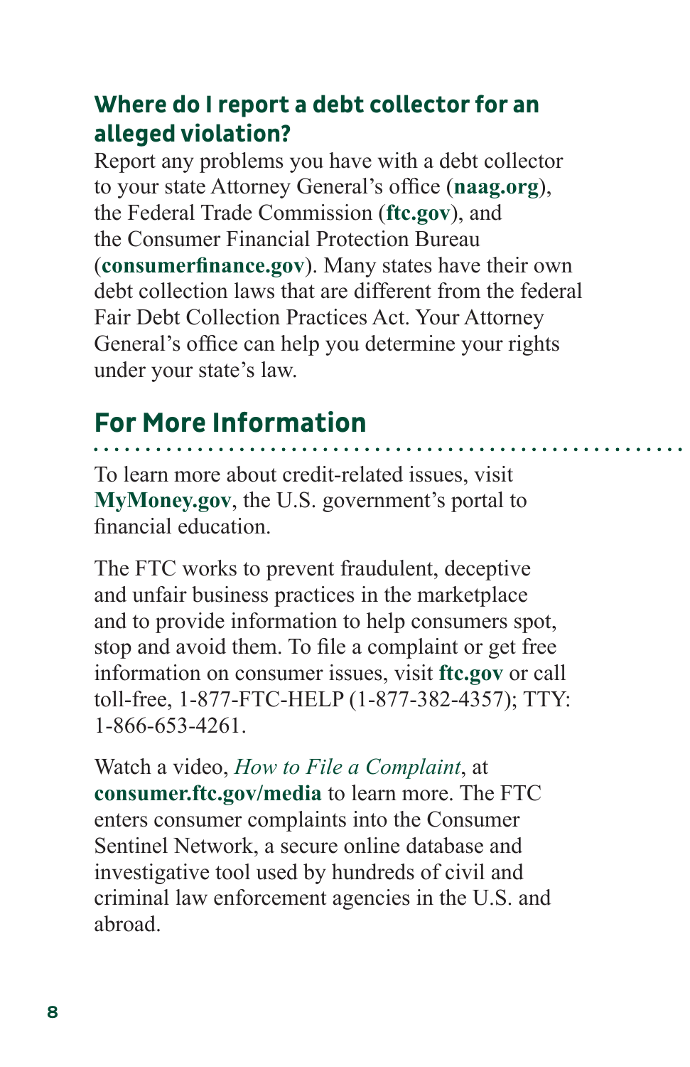### Where do I report a debt collector for an alleged violation?

Report any problems you have with a debt collector to your state Attorney General's office (**naag.org**), the Federal Trade Commission (**ftc.gov**), and the Consumer Financial Protection Bureau (**consumerfinance.gov**). Many states have their own debt collection laws that are different from the federal Fair Debt Collection Practices Act. Your Attorney General's office can help you determine your rights under your state's law.

## For More Information

To learn more about credit-related issues, visit **MyMoney.gov**, the U.S. government's portal to financial education.

The FTC works to prevent fraudulent, deceptive and unfair business practices in the marketplace and to provide information to help consumers spot, stop and avoid them. To file a complaint or get free information on consumer issues, visit **ftc.gov** or call toll-free, 1-877-FTC-HELP (1-877-382-4357); TTY: 1-866-653-4261.

Watch a video, *How to File a Complaint*, at **consumer.ftc.gov/media** to learn more. The FTC enters consumer complaints into the Consumer Sentinel Network, a secure online database and investigative tool used by hundreds of civil and criminal law enforcement agencies in the U.S. and abroad.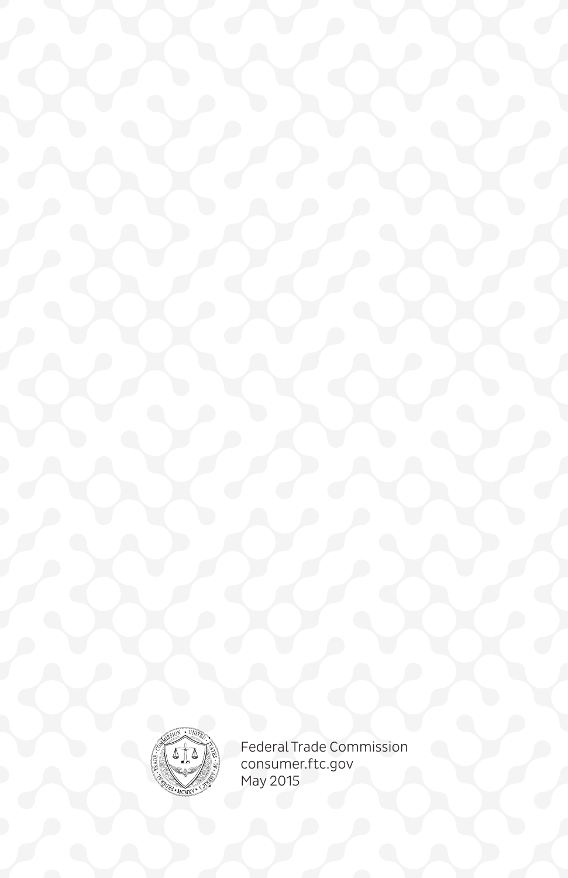Federal Trade Commission
consumer.ftc.gov
May 2015